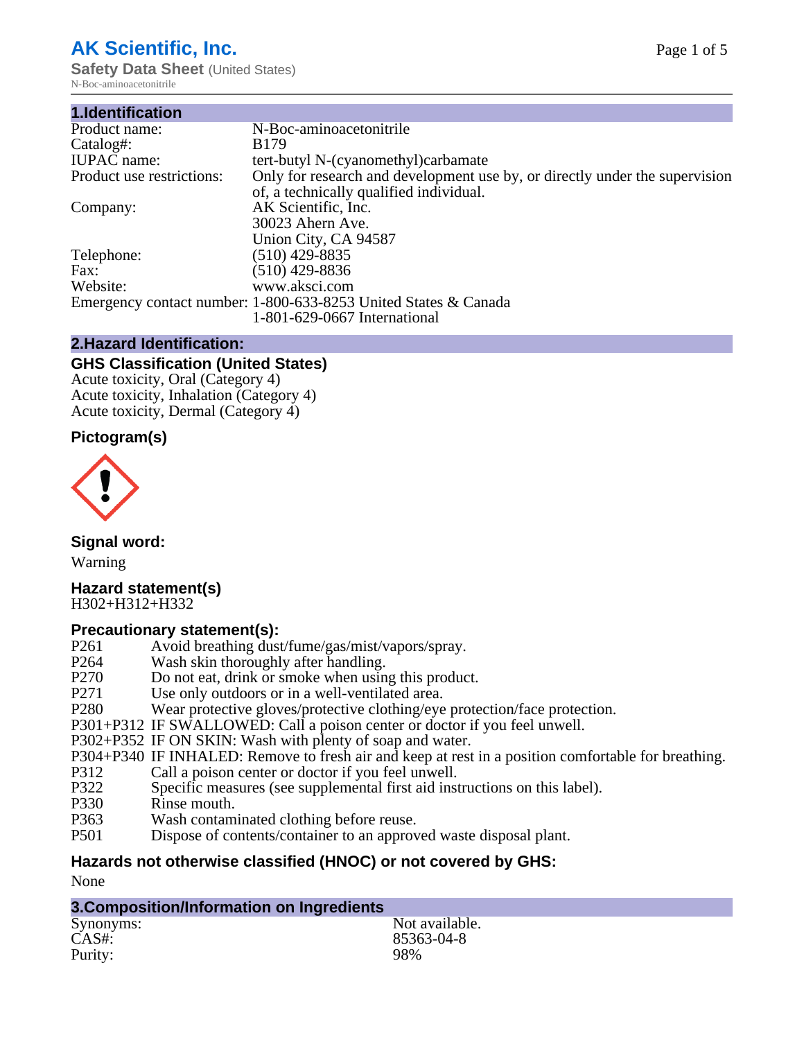# AK Scientific, Inc.

**Safety Data Sheet** (United States)

N-Boc-aminoacetonitrile

## 1.Identification

| | |
|---|---|
| Product name: | N-Boc-aminoacetonitrile |
| Catalog#: | B179 |
| IUPAC name: | tert-butyl N-(cyanomethyl)carbamate |
| Product use restrictions: | Only for research and development use by, or directly under the supervision of, a technically qualified individual. |
| Company: | AK Scientific, Inc.<br>30023 Ahern Ave.<br>Union City, CA 94587 |
| Telephone: | (510) 429-8835 |
| Fax: | (510) 429-8836 |
| Website: | www.aksci.com |
| Emergency contact number: | 1-800-633-8253 United States & Canada<br>1-801-629-0667 International |

## 2.Hazard Identification:

### GHS Classification (United States)

Acute toxicity, Oral (Category 4)
Acute toxicity, Inhalation (Category 4)
Acute toxicity, Dermal (Category 4)

### Pictogram(s)

### Signal word:

Warning

### Hazard statement(s)

H302+H312+H332

### Precautionary statement(s):

| | |
|---|---|
| P261 | Avoid breathing dust/fume/gas/mist/vapors/spray. |
| P264 | Wash skin thoroughly after handling. |
| P270 | Do not eat, drink or smoke when using this product. |
| P271 | Use only outdoors or in a well-ventilated area. |
| P280 | Wear protective gloves/protective clothing/eye protection/face protection. |
| P301+P312 | IF SWALLOWED: Call a poison center or doctor if you feel unwell. |
| P302+P352 | IF ON SKIN: Wash with plenty of soap and water. |
| P304+P340 | IF INHALED: Remove to fresh air and keep at rest in a position comfortable for breathing. |
| P312 | Call a poison center or doctor if you feel unwell. |
| P322 | Specific measures (see supplemental first aid instructions on this label). |
| P330 | Rinse mouth. |
| P363 | Wash contaminated clothing before reuse. |
| P501 | Dispose of contents/container to an approved waste disposal plant. |

### Hazards not otherwise classified (HNOC) or not covered by GHS:

None

## 3.Composition/Information on Ingredients

| | |
|---|---|
| Synonyms: | Not available. |
| CAS#: | 85363-04-8 |
| Purity: | 98% |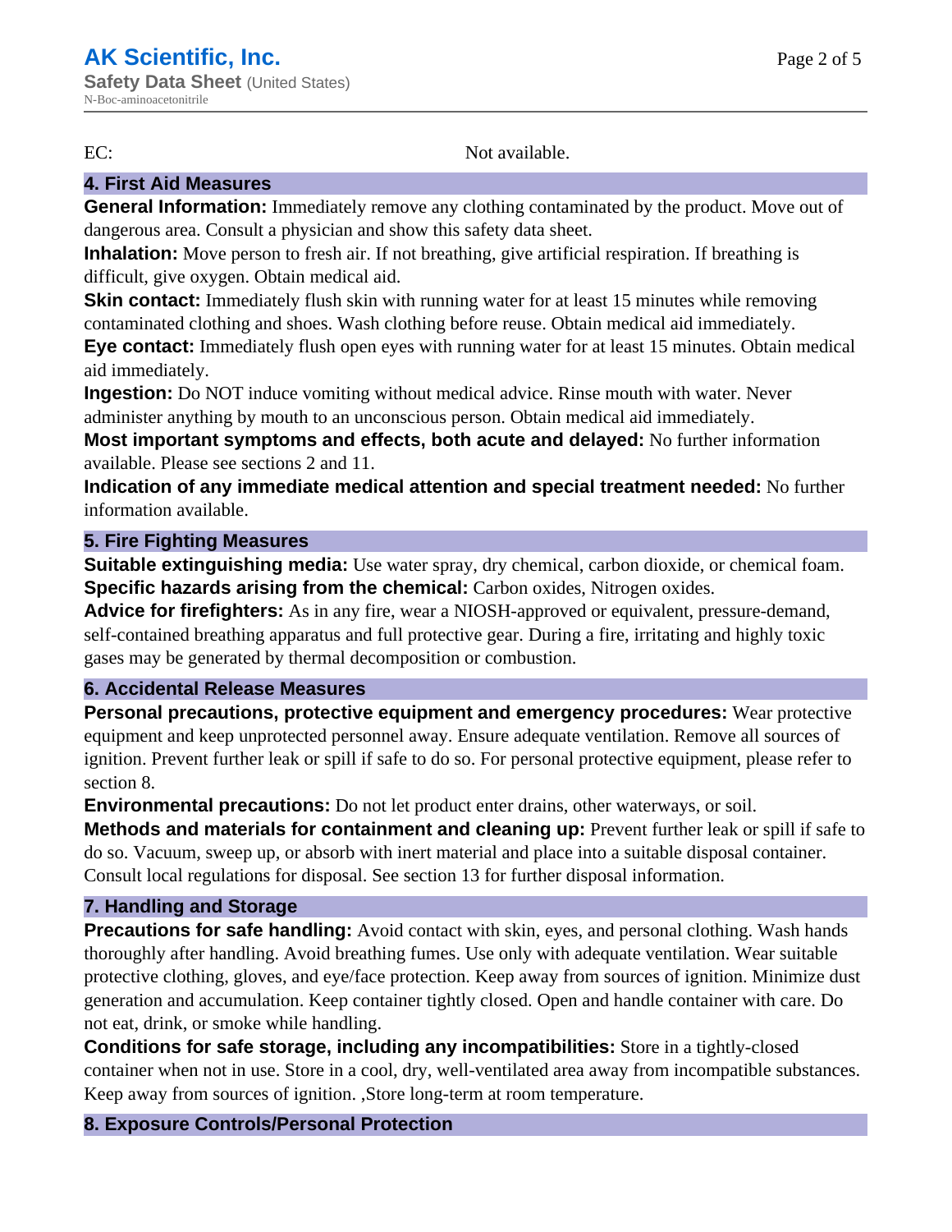EC: Not available.

## 4. First Aid Measures

**General Information:** Immediately remove any clothing contaminated by the product. Move out of dangerous area. Consult a physician and show this safety data sheet.

**Inhalation:** Move person to fresh air. If not breathing, give artificial respiration. If breathing is difficult, give oxygen. Obtain medical aid.

**Skin contact:** Immediately flush skin with running water for at least 15 minutes while removing contaminated clothing and shoes. Wash clothing before reuse. Obtain medical aid immediately.

**Eye contact:** Immediately flush open eyes with running water for at least 15 minutes. Obtain medical aid immediately.

**Ingestion:** Do NOT induce vomiting without medical advice. Rinse mouth with water. Never administer anything by mouth to an unconscious person. Obtain medical aid immediately.

**Most important symptoms and effects, both acute and delayed:** No further information available. Please see sections 2 and 11.

**Indication of any immediate medical attention and special treatment needed:** No further information available.

## 5. Fire Fighting Measures

**Suitable extinguishing media:** Use water spray, dry chemical, carbon dioxide, or chemical foam.

**Specific hazards arising from the chemical:** Carbon oxides, Nitrogen oxides.

**Advice for firefighters:** As in any fire, wear a NIOSH-approved or equivalent, pressure-demand, self-contained breathing apparatus and full protective gear. During a fire, irritating and highly toxic gases may be generated by thermal decomposition or combustion.

## 6. Accidental Release Measures

**Personal precautions, protective equipment and emergency procedures:** Wear protective equipment and keep unprotected personnel away. Ensure adequate ventilation. Remove all sources of ignition. Prevent further leak or spill if safe to do so. For personal protective equipment, please refer to section 8.

**Environmental precautions:** Do not let product enter drains, other waterways, or soil.

**Methods and materials for containment and cleaning up:** Prevent further leak or spill if safe to do so. Vacuum, sweep up, or absorb with inert material and place into a suitable disposal container. Consult local regulations for disposal. See section 13 for further disposal information.

## 7. Handling and Storage

**Precautions for safe handling:** Avoid contact with skin, eyes, and personal clothing. Wash hands thoroughly after handling. Avoid breathing fumes. Use only with adequate ventilation. Wear suitable protective clothing, gloves, and eye/face protection. Keep away from sources of ignition. Minimize dust generation and accumulation. Keep container tightly closed. Open and handle container with care. Do not eat, drink, or smoke while handling.

**Conditions for safe storage, including any incompatibilities:** Store in a tightly-closed container when not in use. Store in a cool, dry, well-ventilated area away from incompatible substances. Keep away from sources of ignition. ,Store long-term at room temperature.

## 8. Exposure Controls/Personal Protection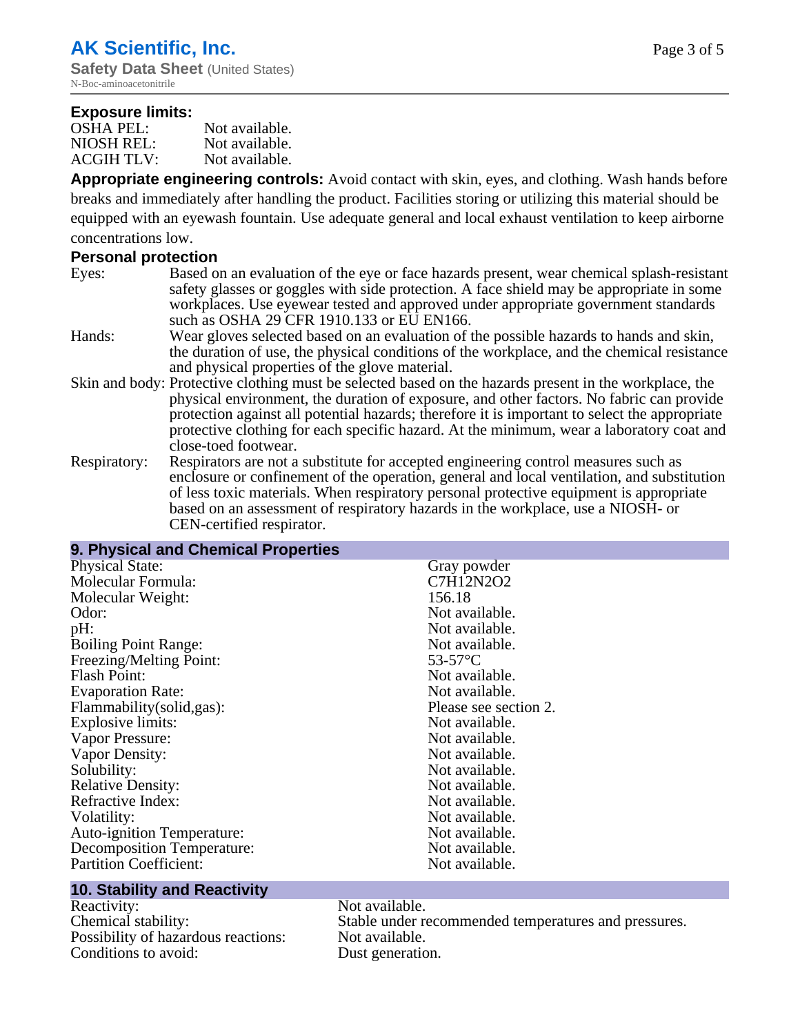**Exposure limits:**

| | |
|---|---|
| OSHA PEL: | Not available. |
| NIOSH REL: | Not available. |
| ACGIH TLV: | Not available. |

**Appropriate engineering controls:** Avoid contact with skin, eyes, and clothing. Wash hands before breaks and immediately after handling the product. Facilities storing or utilizing this material should be equipped with an eyewash fountain. Use adequate general and local exhaust ventilation to keep airborne concentrations low.

**Personal protection**

Eyes: Based on an evaluation of the eye or face hazards present, wear chemical splash-resistant safety glasses or goggles with side protection. A face shield may be appropriate in some workplaces. Use eyewear tested and approved under appropriate government standards such as OSHA 29 CFR 1910.133 or EU EN166.

Hands: Wear gloves selected based on an evaluation of the possible hazards to hands and skin, the duration of use, the physical conditions of the workplace, and the chemical resistance and physical properties of the glove material.

Skin and body: Protective clothing must be selected based on the hazards present in the workplace, the physical environment, the duration of exposure, and other factors. No fabric can provide protection against all potential hazards; therefore it is important to select the appropriate protective clothing for each specific hazard. At the minimum, wear a laboratory coat and close-toed footwear.

Respiratory: Respirators are not a substitute for accepted engineering control measures such as enclosure or confinement of the operation, general and local ventilation, and substitution of less toxic materials. When respiratory personal protective equipment is appropriate based on an assessment of respiratory hazards in the workplace, use a NIOSH- or CEN-certified respirator.

## 9. Physical and Chemical Properties

| | |
|---|---|
| Physical State: | Gray powder |
| Molecular Formula: | $C_7H_{12}N_2O_2$ |
| Molecular Weight: | 156.18 |
| Odor: | Not available. |
| pH: | Not available. |
| Boiling Point Range: | Not available. |
| Freezing/Melting Point: | 53-57°C |
| Flash Point: | Not available. |
| Evaporation Rate: | Not available. |
| Flammability(solid,gas): | Please see section 2. |
| Explosive limits: | Not available. |
| Vapor Pressure: | Not available. |
| Vapor Density: | Not available. |
| Solubility: | Not available. |
| Relative Density: | Not available. |
| Refractive Index: | Not available. |
| Volatility: | Not available. |
| Auto-ignition Temperature: | Not available. |
| Decomposition Temperature: | Not available. |
| Partition Coefficient: | Not available. |

## 10. Stability and Reactivity

| | |
|---|---|
| Reactivity: | Not available. |
| Chemical stability: | Stable under recommended temperatures and pressures. |
| Possibility of hazardous reactions: | Not available. |
| Conditions to avoid: | Dust generation. |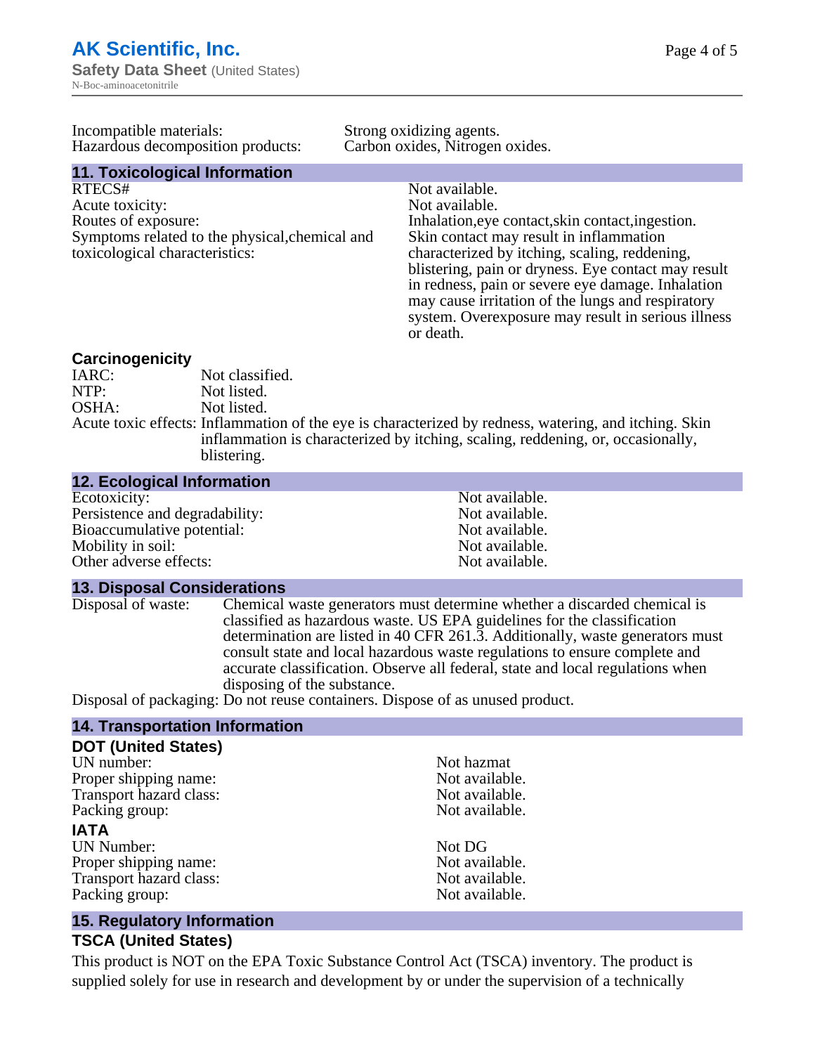| | |
|---|---|
| Incompatible materials: | Strong oxidizing agents. |
| Hazardous decomposition products: | Carbon oxides, Nitrogen oxides. |

## 11. Toxicological Information

| | |
|---|---|
| RTECS# | Not available. |
| Acute toxicity: | Not available. |
| Routes of exposure: | Inhalation,eye contact,skin contact,ingestion. |
| Symptoms related to the physical,chemical and toxicological characteristics: | Skin contact may result in inflammation characterized by itching, scaling, reddening, blistering, pain or dryness. Eye contact may result in redness, pain or severe eye damage. Inhalation may cause irritation of the lungs and respiratory system. Overexposure may result in serious illness or death. |

### Carcinogenicity

| | |
|---|---|
| IARC: | Not classified. |
| NTP: | Not listed. |
| OSHA: | Not listed. |
| Acute toxic effects: | Inflammation of the eye is characterized by redness, watering, and itching. Skin inflammation is characterized by itching, scaling, reddening, or, occasionally, blistering. |

## 12. Ecological Information

| | |
|---|---|
| Ecotoxicity: | Not available. |
| Persistence and degradability: | Not available. |
| Bioaccumulative potential: | Not available. |
| Mobility in soil: | Not available. |
| Other adverse effects: | Not available. |

## 13. Disposal Considerations

| | |
|---|---|
| Disposal of waste: | Chemical waste generators must determine whether a discarded chemical is classified as hazardous waste. US EPA guidelines for the classification determination are listed in 40 CFR 261.3. Additionally, waste generators must consult state and local hazardous waste regulations to ensure complete and accurate classification. Observe all federal, state and local regulations when disposing of the substance. |
| Disposal of packaging: | Do not reuse containers. Dispose of as unused product. |

## 14. Transportation Information

### DOT (United States)

| | |
|---|---|
| UN number: | Not hazmat |
| Proper shipping name: | Not available. |
| Transport hazard class: | Not available. |
| Packing group: | Not available. |

### IATA

| | |
|---|---|
| UN Number: | Not DG |
| Proper shipping name: | Not available. |
| Transport hazard class: | Not available. |
| Packing group: | Not available. |

## 15. Regulatory Information

### TSCA (United States)

This product is NOT on the EPA Toxic Substance Control Act (TSCA) inventory. The product is supplied solely for use in research and development by or under the supervision of a technically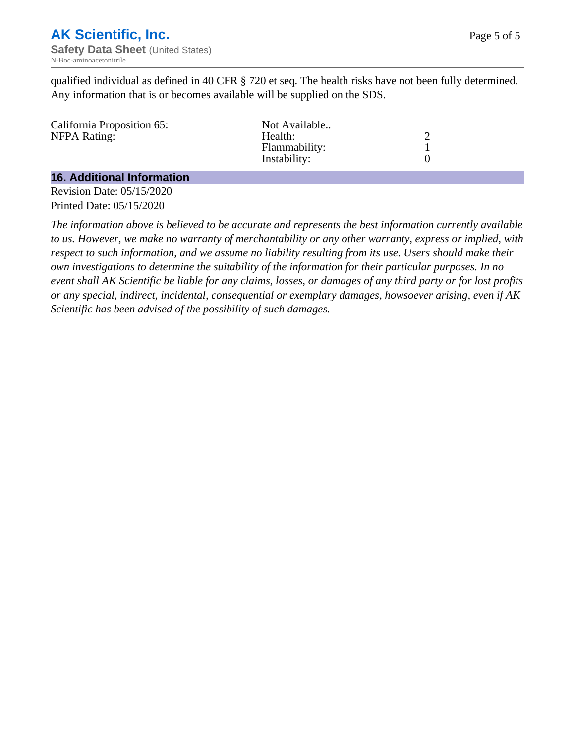qualified individual as defined in 40 CFR § 720 et seq. The health risks have not been fully determined. Any information that is or becomes available will be supplied on the SDS.

| | | |
|---|---|---|
| California Proposition 65: | Not Available.. | |
| NFPA Rating: | Health: | 2 |
| | Flammability: | 1 |
| | Instability: | 0 |

## 16. Additional Information

Revision Date: 05/15/2020

Printed Date: 05/15/2020

*The information above is believed to be accurate and represents the best information currently available to us. However, we make no warranty of merchantability or any other warranty, express or implied, with respect to such information, and we assume no liability resulting from its use. Users should make their own investigations to determine the suitability of the information for their particular purposes. In no event shall AK Scientific be liable for any claims, losses, or damages of any third party or for lost profits or any special, indirect, incidental, consequential or exemplary damages, howsoever arising, even if AK Scientific has been advised of the possibility of such damages.*